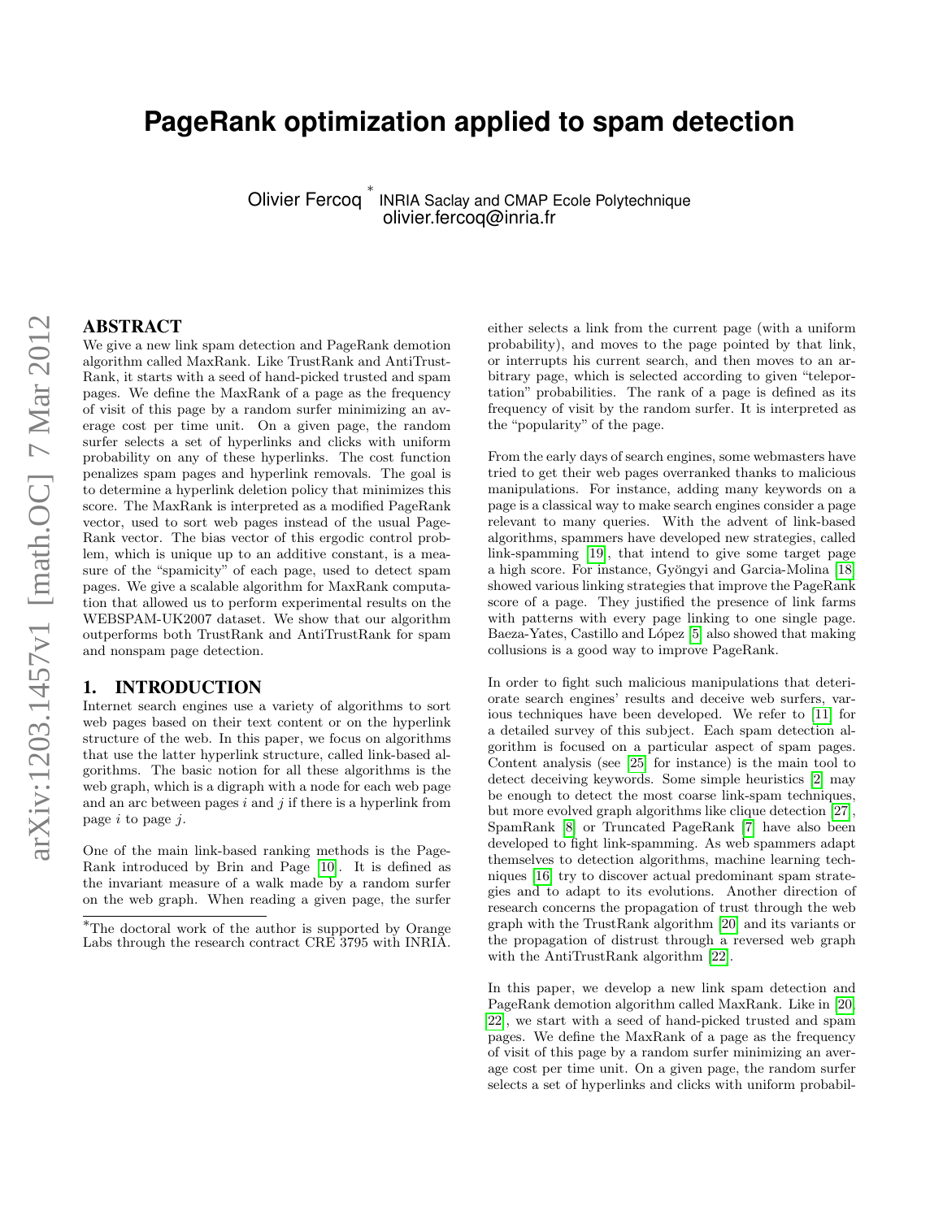# PageRank optimization applied to spam detection

Olivier Fercoq [*] INRIA Saclay and CMAP Ecole Polytechnique
olivier.fercoq@inria.fr

## ABSTRACT

We give a new link spam detection and PageRank demotion algorithm called MaxRank. Like TrustRank and AntiTrustRank, it starts with a seed of hand-picked trusted and spam pages. We define the MaxRank of a page as the frequency of visit of this page by a random surfer minimizing an average cost per time unit. On a given page, the random surfer selects a set of hyperlinks and clicks with uniform probability on any of these hyperlinks. The cost function penalizes spam pages and hyperlink removals. The goal is to determine a hyperlink deletion policy that minimizes this score. The MaxRank is interpreted as a modified PageRank vector, used to sort web pages instead of the usual PageRank vector. The bias vector of this ergodic control problem, which is unique up to an additive constant, is a measure of the "spamicity" of each page, used to detect spam pages. We give a scalable algorithm for MaxRank computation that allowed us to perform experimental results on the WEBSPAM-UK2007 dataset. We show that our algorithm outperforms both TrustRank and AntiTrustRank for spam and nonspam page detection.

## 1. INTRODUCTION

Internet search engines use a variety of algorithms to sort web pages based on their text content or on the hyperlink structure of the web. In this paper, we focus on algorithms that use the latter hyperlink structure, called link-based algorithms. The basic notion for all these algorithms is the web graph, which is a digraph with a node for each web page and an arc between pages $i$ and $j$ if there is a hyperlink from page $i$ to page $j$.

One of the main link-based ranking methods is the PageRank introduced by Brin and Page [10]. It is defined as the invariant measure of a walk made by a random surfer on the web graph. When reading a given page, the surfer either selects a link from the current page (with a uniform probability), and moves to the page pointed by that link, or interrupts his current search, and then moves to an arbitrary page, which is selected according to given "teleportation" probabilities. The rank of a page is defined as its frequency of visit by the random surfer. It is interpreted as the "popularity" of the page.

From the early days of search engines, some webmasters have tried to get their web pages overranked thanks to malicious manipulations. For instance, adding many keywords on a page is a classical way to make search engines consider a page relevant to many queries. With the advent of link-based algorithms, spammers have developed new strategies, called link-spamming [19], that intend to give some target page a high score. For instance, Gyöngyi and Garcia-Molina [18] showed various linking strategies that improve the PageRank score of a page. They justified the presence of link farms with patterns with every page linking to one single page. Baeza-Yates, Castillo and López [5] also showed that making collusions is a good way to improve PageRank.

In order to fight such malicious manipulations that deteriorate search engines' results and deceive web surfers, various techniques have been developed. We refer to [11] for a detailed survey of this subject. Each spam detection algorithm is focused on a particular aspect of spam pages. Content analysis (see [25] for instance) is the main tool to detect deceiving keywords. Some simple heuristics [2] may be enough to detect the most coarse link-spam techniques, but more evolved graph algorithms like clique detection [27], SpamRank [8] or Truncated PageRank [7] have also been developed to fight link-spamming. As web spammers adapt themselves to detection algorithms, machine learning techniques [16] try to discover actual predominant spam strategies and to adapt to its evolutions. Another direction of research concerns the propagation of trust through the web graph with the TrustRank algorithm [20] and its variants or the propagation of distrust through a reversed web graph with the AntiTrustRank algorithm [22].

In this paper, we develop a new link spam detection and PageRank demotion algorithm called MaxRank. Like in [20, 22], we start with a seed of hand-picked trusted and spam pages. We define the MaxRank of a page as the frequency of visit of this page by a random surfer minimizing an average cost per time unit. On a given page, the random surfer selects a set of hyperlinks and clicks with uniform probabil-

[*]The doctoral work of the author is supported by Orange Labs through the research contract CRE 3795 with INRIA.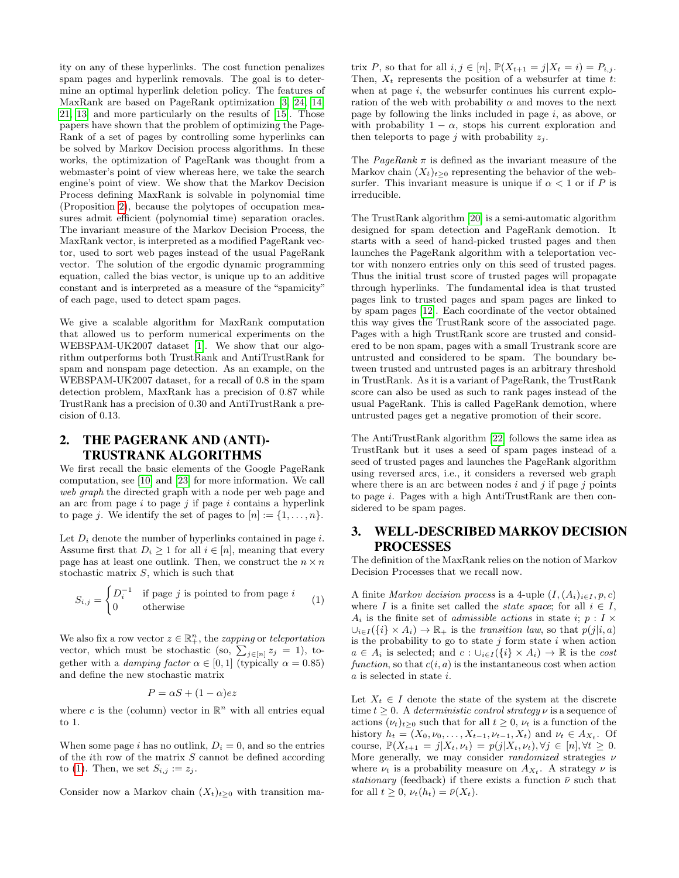ity on any of these hyperlinks. The cost function penalizes spam pages and hyperlink removals. The goal is to determine an optimal hyperlink deletion policy. The features of MaxRank are based on PageRank optimization [3, 24, 14, 21, 13] and more particularly on the results of [15]. Those papers have shown that the problem of optimizing the PageRank of a set of pages by controlling some hyperlinks can be solved by Markov Decision process algorithms. In these works, the optimization of PageRank was thought from a webmaster's point of view whereas here, we take the search engine's point of view. We show that the Markov Decision Process defining MaxRank is solvable in polynomial time (Proposition 2), because the polytopes of occupation measures admit efficient (polynomial time) separation oracles. The invariant measure of the Markov Decision Process, the MaxRank vector, is interpreted as a modified PageRank vector, used to sort web pages instead of the usual PageRank vector. The solution of the ergodic dynamic programming equation, called the bias vector, is unique up to an additive constant and is interpreted as a measure of the "spamicity" of each page, used to detect spam pages.

We give a scalable algorithm for MaxRank computation that allowed us to perform numerical experiments on the WEBSPAM-UK2007 dataset [1]. We show that our algorithm outperforms both TrustRank and AntiTrustRank for spam and nonspam page detection. As an example, on the WEBSPAM-UK2007 dataset, for a recall of 0.8 in the spam detection problem, MaxRank has a precision of 0.87 while TrustRank has a precision of 0.30 and AntiTrustRank a precision of 0.13.

## 2. THE PAGERANK AND (ANTI)-TRUSTRANK ALGORITHMS

We first recall the basic elements of the Google PageRank computation, see [10] and [23] for more information. We call *web graph* the directed graph with a node per web page and an arc from page $i$ to page $j$ if page $i$ contains a hyperlink to page $j$. We identify the set of pages to $[n] := \{1, \dots, n\}$.

Let $D_i$ denote the number of hyperlinks contained in page $i$. Assume first that $D_i \geq 1$ for all $i \in [n]$, meaning that every page has at least one outlink. Then, we construct the $n \times n$ stochastic matrix $S$, which is such that

$$S_{i,j} = \begin{cases} D_i^{-1} & \text{if page } j \text{ is pointed to from page } i \\ 0 & \text{otherwise} \end{cases} \quad (1)$$

We also fix a row vector $z \in \mathbb{R}_+^n$, the *zapping* or *teleportation* vector, which must be stochastic (so, $\sum_{j \in [n]} z_j = 1$), together with a *damping factor* $\alpha \in [0, 1]$ (typically $\alpha = 0.85$) and define the new stochastic matrix

$$P = \alpha S + (1 - \alpha) e z$$

where $e$ is the (column) vector in $\mathbb{R}^n$ with all entries equal to 1.

When some page $i$ has no outlink, $D_i = 0$, and so the entries of the $i$th row of the matrix $S$ cannot be defined according to (1). Then, we set $S_{i,j} := z_j$.

Consider now a Markov chain $(X_t)_{t \geq 0}$ with transition matrix $P$, so that for all $i, j \in [n]$, $\mathbb{P}(X_{t+1} = j | X_t = i) = P_{i,j}$. Then, $X_t$ represents the position of a websurfer at time $t$: when at page $i$, the websurfer continues his current exploration of the web with probability $\alpha$ and moves to the next page by following the links included in page $i$, as above, or with probability $1 - \alpha$, stops his current exploration and then teleports to page $j$ with probability $z_j$.

The *PageRank* $\pi$ is defined as the invariant measure of the Markov chain $(X_t)_{t \geq 0}$ representing the behavior of the websurfer. This invariant measure is unique if $\alpha < 1$ or if $P$ is irreducible.

The TrustRank algorithm [20] is a semi-automatic algorithm designed for spam detection and PageRank demotion. It starts with a seed of hand-picked trusted pages and then launches the PageRank algorithm with a teleportation vector with nonzero entries only on this seed of trusted pages. Thus the initial trust score of trusted pages will propagate through hyperlinks. The fundamental idea is that trusted pages link to trusted pages and spam pages are linked to by spam pages [12]. Each coordinate of the vector obtained this way gives the TrustRank score of the associated page. Pages with a high TrustRank score are trusted and considered to be non spam, pages with a small Trustrank score are untrusted and considered to be spam. The boundary between trusted and untrusted pages is an arbitrary threshold in TrustRank. As it is a variant of PageRank, the TrustRank score can also be used as such to rank pages instead of the usual PageRank. This is called PageRank demotion, where untrusted pages get a negative promotion of their score.

The AntiTrustRank algorithm [22] follows the same idea as TrustRank but it uses a seed of spam pages instead of a seed of trusted pages and launches the PageRank algorithm using reversed arcs, i.e., it considers a reversed web graph where there is an arc between nodes $i$ and $j$ if page $j$ points to page $i$. Pages with a high AntiTrustRank are then considered to be spam pages.

## 3. WELL-DESCRIBED MARKOV DECISION PROCESSES

The definition of the MaxRank relies on the notion of Markov Decision Processes that we recall now.

A finite *Markov decision process* is a 4-uple $(I, (A_i)_{i \in I}, p, c)$ where $I$ is a finite set called the *state space*; for all $i \in I$, $A_i$ is the finite set of *admissible actions* in state $i$; $p : I \times \cup_{i \in I}(\{i\} \times A_i) \to \mathbb{R}_+$ is the *transition law*, so that $p(j|i, a)$ is the probability to go to state $j$ form state $i$ when action $a \in A_i$ is selected; and $c : \cup_{i \in I}(\{i\} \times A_i) \to \mathbb{R}$ is the *cost function*, so that $c(i, a)$ is the instantaneous cost when action $a$ is selected in state $i$.

Let $X_t \in I$ denote the state of the system at the discrete time $t \geq 0$. A *deterministic control strategy* $\nu$ is a sequence of actions $(\nu_t)_{t \geq 0}$ such that for all $t \geq 0$, $\nu_t$ is a function of the history $h_t = (X_0, \nu_0, \dots, X_{t-1}, \nu_{t-1}, X_t)$ and $\nu_t \in A_{X_t}$. Of course, $\mathbb{P}(X_{t+1} = j | X_t, \nu_t) = p(j|X_t, \nu_t), \forall j \in [n], \forall t \geq 0$. More generally, we may consider *randomized* strategies $\nu$ where $\nu_t$ is a probability measure on $A_{X_t}$. A strategy $\nu$ is *stationary* (feedback) if there exists a function $\bar{\nu}$ such that for all $t \geq 0$, $\nu_t(h_t) = \bar{\nu}(X_t)$.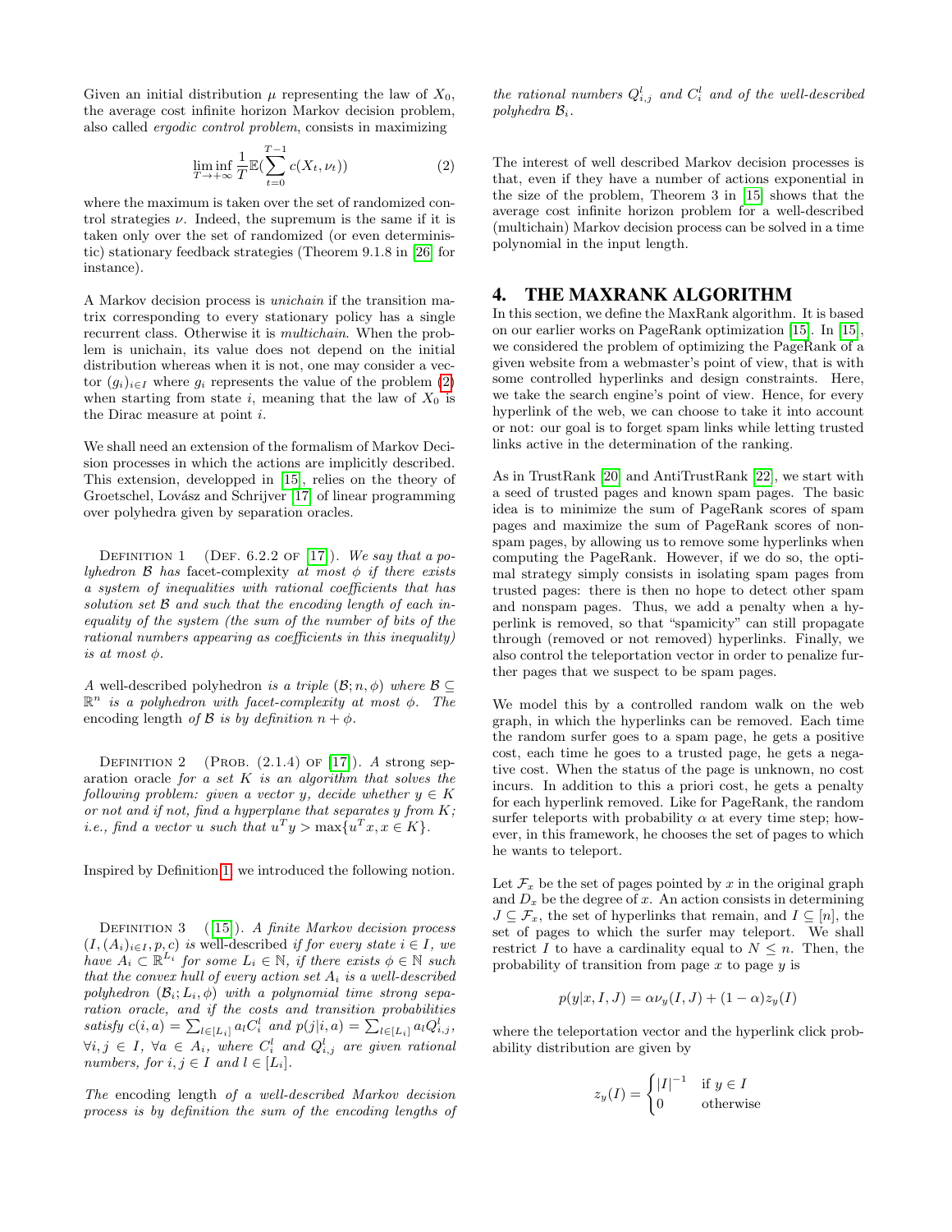Given an initial distribution $\mu$ representing the law of $X_0$, the average cost infinite horizon Markov decision problem, also called *ergodic control problem*, consists in maximizing

$$\liminf_{T\to+\infty} \frac{1}{T}\mathbb{E}(\sum_{t=0}^{T-1} c(X_t, \nu_t)) \tag{2}$$

where the maximum is taken over the set of randomized control strategies $\nu$. Indeed, the supremum is the same if it is taken only over the set of randomized (or even deterministic) stationary feedback strategies (Theorem 9.1.8 in [26] for instance).

A Markov decision process is *unichain* if the transition matrix corresponding to every stationary policy has a single recurrent class. Otherwise it is *multichain*. When the problem is unichain, its value does not depend on the initial distribution whereas when it is not, one may consider a vector $(g_i)_{i\in I}$ where $g_i$ represents the value of the problem (2) when starting from state $i$, meaning that the law of $X_0$ is the Dirac measure at point $i$.

We shall need an extension of the formalism of Markov Decision processes in which the actions are implicitly described. This extension, developped in [15], relies on the theory of Groetschel, Lovász and Schrijver [17] of linear programming over polyhedra given by separation oracles.

Definition 1 (Def. 6.2.2 of [17]). *We say that a polyhedron $\mathcal{B}$ has* facet-complexity *at most $\phi$ if there exists a system of inequalities with rational coefficients that has solution set $\mathcal{B}$ and such that the encoding length of each inequality of the system (the sum of the number of bits of the rational numbers appearing as coefficients in this inequality) is at most $\phi$.*

*A* well-described polyhedron *is a triple $(\mathcal{B}; n, \phi)$ where $\mathcal{B} \subseteq \mathbb{R}^n$ is a polyhedron with facet-complexity at most $\phi$. The* encoding length *of $\mathcal{B}$ is by definition $n + \phi$.*

Definition 2 (Prob. (2.1.4) of [17]). *A* strong separation oracle *for a set $K$ is an algorithm that solves the following problem: given a vector $y$, decide whether $y \in K$ or not and if not, find a hyperplane that separates $y$ from $K$; i.e., find a vector $u$ such that $u^T y > \max\{u^T x, x \in K\}$.*

Inspired by Definition 1, we introduced the following notion.

Definition 3 ([15]). *A finite Markov decision process $(I, (A_i)_{i\in I}, p, c)$ is* well-described *if for every state $i \in I$, we have $A_i \subset \mathbb{R}^{L_i}$ for some $L_i \in \mathbb{N}$, if there exists $\phi \in \mathbb{N}$ such that the convex hull of every action set $A_i$ is a well-described polyhedron $(\mathcal{B}_i; L_i, \phi)$ with a polynomial time strong separation oracle, and if the costs and transition probabilities satisfy $c(i,a) = \sum_{l\in[L_i]} a_l C_i^l$ and $p(j|i,a) = \sum_{l\in[L_i]} a_l Q_{i,j}^l$, $\forall i, j \in I$, $\forall a \in A_i$, where $C_i^l$ and $Q_{i,j}^l$ are given rational numbers, for $i, j \in I$ and $l \in [L_i]$.*

*The* encoding length *of a well-described Markov decision process is by definition the sum of the encoding lengths of the rational numbers $Q_{i,j}^l$ and $C_i^l$ and of the well-described polyhedra $\mathcal{B}_i$.*

The interest of well described Markov decision processes is that, even if they have a number of actions exponential in the size of the problem, Theorem 3 in [15] shows that the average cost infinite horizon problem for a well-described (multichain) Markov decision process can be solved in a time polynomial in the input length.

## 4. THE MAXRANK ALGORITHM

In this section, we define the MaxRank algorithm. It is based on our earlier works on PageRank optimization [15]. In [15], we considered the problem of optimizing the PageRank of a given website from a webmaster's point of view, that is with some controlled hyperlinks and design constraints. Here, we take the search engine's point of view. Hence, for every hyperlink of the web, we can choose to take it into account or not: our goal is to forget spam links while letting trusted links active in the determination of the ranking.

As in TrustRank [20] and AntiTrustRank [22], we start with a seed of trusted pages and known spam pages. The basic idea is to minimize the sum of PageRank scores of spam pages and maximize the sum of PageRank scores of non-spam pages, by allowing us to remove some hyperlinks when computing the PageRank. However, if we do so, the optimal strategy simply consists in isolating spam pages from trusted pages: there is then no hope to detect other spam and nonspam pages. Thus, we add a penalty when a hyperlink is removed, so that "spamicity" can still propagate through (removed or not removed) hyperlinks. Finally, we also control the teleportation vector in order to penalize further pages that we suspect to be spam pages.

We model this by a controlled random walk on the web graph, in which the hyperlinks can be removed. Each time the random surfer goes to a spam page, he gets a positive cost, each time he goes to a trusted page, he gets a negative cost. When the status of the page is unknown, no cost incurs. In addition to this a priori cost, he gets a penalty for each hyperlink removed. Like for PageRank, the random surfer teleports with probability $\alpha$ at every time step; however, in this framework, he chooses the set of pages to which he wants to teleport.

Let $\mathcal{F}_x$ be the set of pages pointed by $x$ in the original graph and $D_x$ be the degree of $x$. An action consists in determining $J \subseteq \mathcal{F}_x$, the set of hyperlinks that remain, and $I \subseteq [n]$, the set of pages to which the surfer may teleport. We shall restrict $I$ to have a cardinality equal to $N \leq n$. Then, the probability of transition from page $x$ to page $y$ is

$$p(y|x, I, J) = \alpha\nu_y(I, J) + (1-\alpha)z_y(I)$$

where the teleportation vector and the hyperlink click probability distribution are given by

$$z_y(I) = \begin{cases} |I|^{-1} & \text{if } y \in I \\ 0 & \text{otherwise} \end{cases}$$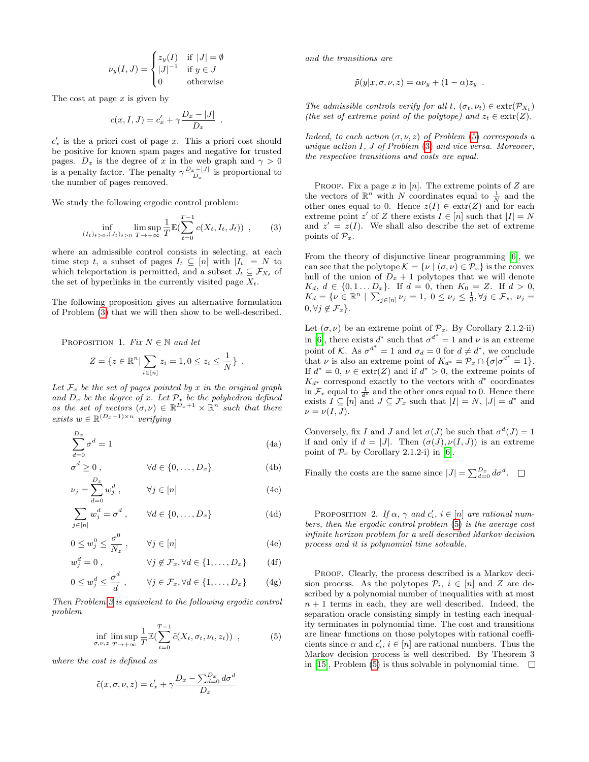$$\nu_y(I, J) = \begin{cases} z_y(I) & \text{if } |J| = \emptyset \\ |J|^{-1} & \text{if } y \in J \\ 0 & \text{otherwise} \end{cases}$$

The cost at page $x$ is given by

$$c(x, I, J) = c'_x + \gamma \frac{D_x - |J|}{D_x} \ .$$

$c'_x$ is the a priori cost of page $x$. This a priori cost should be positive for known spam pages and negative for trusted pages. $D_x$ is the degree of $x$ in the web graph and $\gamma > 0$ is a penalty factor. The penalty $\gamma \frac{D_x - |J|}{D_x}$ is proportional to the number of pages removed.

We study the following ergodic control problem:

$$\inf_{(I_t)_{t\geq 0}, (J_t)_{t\geq 0}} \limsup_{T\to+\infty} \frac{1}{T} \mathbb{E}(\sum_{t=0}^{T-1} c(X_t, I_t, J_t)) \ , \tag{3}$$

where an admissible control consists in selecting, at each time step $t$, a subset of pages $I_t \subseteq [n]$ with $|I_t| = N$ to which teleportation is permitted, and a subset $J_t \subseteq \mathcal{F}_{X_t}$ of the set of hyperlinks in the currently visited page $X_t$.

The following proposition gives an alternative formulation of Problem (3) that we will then show to be well-described.

Proposition 1. *Fix $N \in \mathbb{N}$ and let*

$$Z = \{z \in \mathbb{R}^n | \sum_{i\in[n]} z_i = 1, 0 \leq z_i \leq \frac{1}{N}\} \ .$$

*Let $\mathcal{F}_x$ be the set of pages pointed by $x$ in the original graph and $D_x$ be the degree of $x$. Let $\mathcal{P}_x$ be the polyhedron defined as the set of vectors $(\sigma, \nu) \in \mathbb{R}^{D_x+1} \times \mathbb{R}^n$ such that there exists $w \in \mathbb{R}^{(D_x+1)\times n}$ verifying*

$$\sum_{d=0}^{D_x} \sigma^d = 1 \tag{4a}$$

$$\sigma^d \geq 0 \ , \qquad \forall d \in \{0, \dots, D_x\} \tag{4b}$$

$$\nu_j = \sum_{d=0}^{D_x} w_j^d \ , \qquad \forall j \in [n] \tag{4c}$$

$$\sum_{j\in[n]} w_j^d = \sigma^d \ , \qquad \forall d \in \{0, \dots, D_x\} \tag{4d}$$

$$0 \leq w_j^0 \leq \frac{\sigma^0}{N_z} \ , \qquad \forall j \in [n] \tag{4e}$$

$$w_j^d = 0 \ , \qquad \forall j \notin \mathcal{F}_x, \forall d \in \{1, \dots, D_x\} \tag{4f}$$

$$0 \leq w_j^d \leq \frac{\sigma^d}{d} \ , \qquad \forall j \in \mathcal{F}_x, \forall d \in \{1, \dots, D_x\} \tag{4g}$$

*Then Problem 3 is equivalent to the following ergodic control problem*

$$\inf_{\sigma,\nu,z} \limsup_{T\to+\infty} \frac{1}{T} \mathbb{E}(\sum_{t=0}^{T-1} \tilde{c}(X_t, \sigma_t, \nu_t, z_t)) \ , \tag{5}$$

*where the cost is defined as*

$$\tilde{c}(x, \sigma, \nu, z) = c'_x + \gamma \frac{D_x - \sum_{d=0}^{D_x} d\sigma^d}{D_x}$$

*and the transitions are*

$$\tilde{p}(y|x, \sigma, \nu, z) = \alpha \nu_y + (1 - \alpha) z_y \ .$$

*The admissible controls verify for all $t$, $(\sigma_t, \nu_t) \in \text{extr}(\mathcal{P}_{X_t})$ (the set of extreme point of the polytope) and $z_t \in \text{extr}(Z)$.*

*Indeed, to each action $(\sigma, \nu, z)$ of Problem (5) corresponds a unique action $I$, $J$ of Problem (3) and vice versa. Moreover, the respective transitions and costs are equal.*

Proof. Fix a page $x$ in $[n]$. The extreme points of $Z$ are the vectors of $\mathbb{R}^n$ with $N$ coordinates equal to $\frac{1}{N}$ and the other ones equal to 0. Hence $z(I) \in \text{extr}(Z)$ and for each extreme point $z'$ of $Z$ there exists $I \in [n]$ such that $|I| = N$ and $z' = z(I)$. We shall also describe the set of extreme points of $\mathcal{P}_x$.

From the theory of disjunctive linear programming [6], we can see that the polytope $\mathcal{K} = \{\nu \mid (\sigma, \nu) \in \mathcal{P}_x\}$ is the convex hull of the union of $D_x + 1$ polytopes that we will denote $K_d$, $d \in \{0, 1 \dots D_x\}$. If $d = 0$, then $K_0 = Z$. If $d > 0$, $K_d = \{\nu \in \mathbb{R}^n \mid \sum_{j\in[n]} \nu_j = 1, \ 0 \leq \nu_j \leq \frac{1}{d}, \forall j \in \mathcal{F}_x, \ \nu_j = 0, \forall j \notin \mathcal{F}_x\}$.

Let $(\sigma, \nu)$ be an extreme point of $\mathcal{P}_x$. By Corollary 2.1.2-ii) in [6], there exists $d^*$ such that $\sigma^{d^*} = 1$ and $\nu$ is an extreme point of $\mathcal{K}$. As $\sigma^{d^*} = 1$ and $\sigma_d = 0$ for $d \neq d^*$, we conclude that $\nu$ is also an extreme point of $K_{d^*} = \mathcal{P}_x \cap \{\sigma | \sigma^{d^*} = 1\}$. If $d^* = 0$, $\nu \in \text{extr}(Z)$ and if $d^* > 0$, the extreme points of $K_{d^*}$ correspond exactly to the vectors with $d^*$ coordinates in $\mathcal{F}_x$ equal to $\frac{1}{d^*}$ and the other ones equal to 0. Hence there exists $I \subseteq [n]$ and $J \subseteq \mathcal{F}_x$ such that $|I| = N$, $|J| = d^*$ and $\nu = \nu(I, J)$.

Conversely, fix $I$ and $J$ and let $\sigma(J)$ be such that $\sigma^d(J) = 1$ if and only if $d = |J|$. Then $(\sigma(J), \nu(I, J))$ is an extreme point of $\mathcal{P}_x$ by Corollary 2.1.2-i) in [6].

Finally the costs are the same since $|J| = \sum_{d=0}^{D_x} d\sigma^d$. □

Proposition 2. *If $\alpha$, $\gamma$ and $c'_i$, $i \in [n]$ are rational numbers, then the ergodic control problem (5) is the average cost infinite horizon problem for a well described Markov decision process and it is polynomial time solvable.*

Proof. Clearly, the process described is a Markov decision process. As the polytopes $\mathcal{P}_i$, $i \in [n]$ and $Z$ are described by a polynomial number of inequalities with at most $n+1$ terms in each, they are well described. Indeed, the separation oracle consisting simply in testing each inequality terminates in polynomial time. The cost and transitions are linear functions on those polytopes with rational coefficients since $\alpha$ and $c'_i$, $i \in [n]$ are rational numbers. Thus the Markov decision process is well described. By Theorem 3 in [15], Problem (5) is thus solvable in polynomial time. □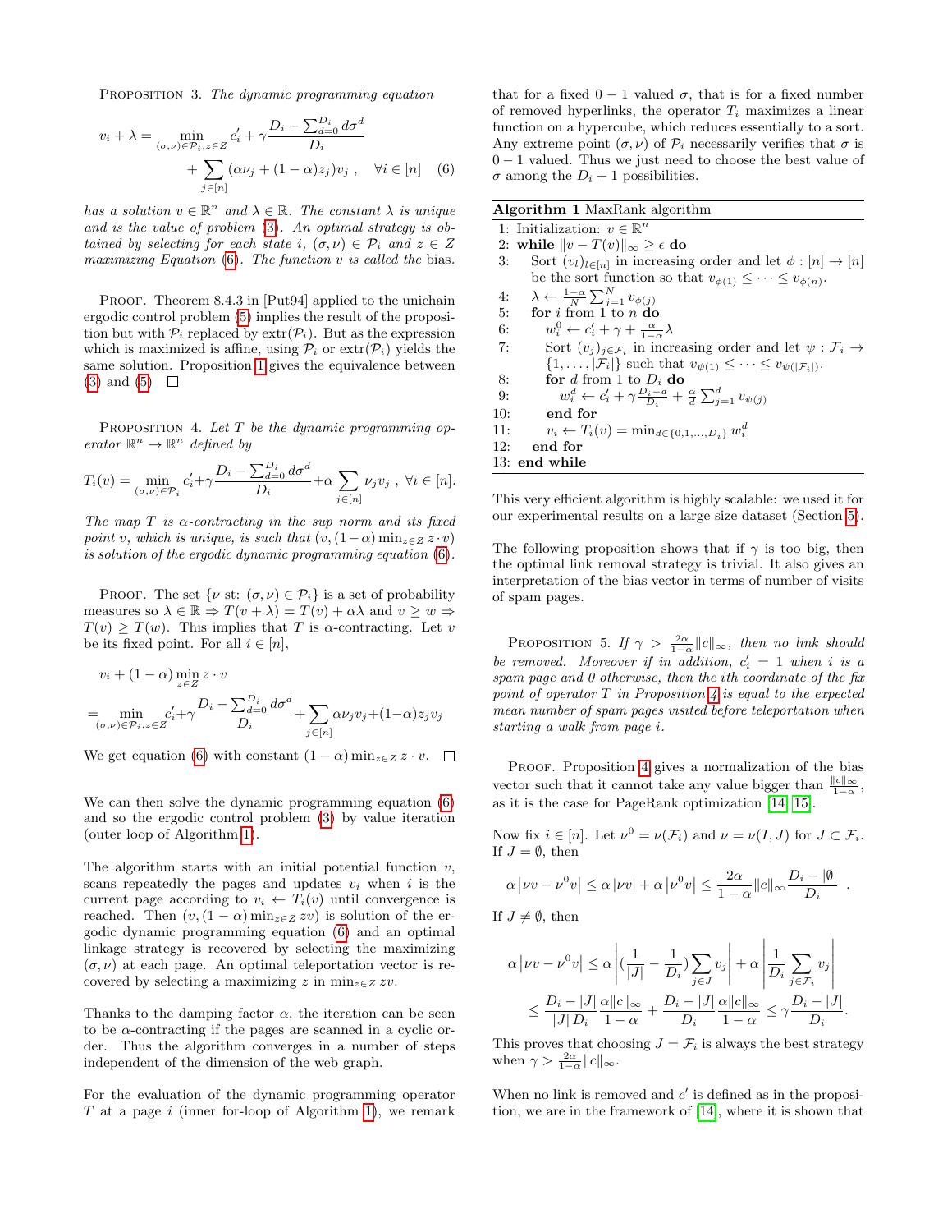PROPOSITION 3. *The dynamic programming equation*

$$v_i + \lambda = \min_{(\sigma,\nu)\in\mathcal{P}_i, z\in Z} c'_i + \gamma \frac{D_i - \sum_{d=0}^{D_i} d\sigma^d}{D_i} + \sum_{j\in[n]} (\alpha\nu_j + (1-\alpha)z_j)v_j \;, \quad \forall i \in [n] \quad (6)$$

*has a solution $v \in \mathbb{R}^n$ and $\lambda \in \mathbb{R}$. The constant $\lambda$ is unique and is the value of problem (3). An optimal strategy is obtained by selecting for each state $i$, $(\sigma,\nu) \in \mathcal{P}_i$ and $z \in Z$ maximizing Equation (6). The function $v$ is called the* bias.

PROOF. Theorem 8.4.3 in [Put94] applied to the unichain ergodic control problem (5) implies the result of the proposition but with $\mathcal{P}_i$ replaced by $\mathrm{extr}(\mathcal{P}_i)$. But as the expression which is maximized is affine, using $\mathcal{P}_i$ or $\mathrm{extr}(\mathcal{P}_i)$ yields the same solution. Proposition 1 gives the equivalence between (3) and (5) □

PROPOSITION 4. *Let $T$ be the dynamic programming operator $\mathbb{R}^n \to \mathbb{R}^n$ defined by*

$$T_i(v) = \min_{(\sigma,\nu)\in\mathcal{P}_i} c'_i + \gamma \frac{D_i - \sum_{d=0}^{D_i} d\sigma^d}{D_i} + \alpha \sum_{j\in[n]} \nu_j v_j \;, \; \forall i \in [n].$$

*The map $T$ is $\alpha$-contracting in the sup norm and its fixed point $v$, which is unique, is such that $(v, (1-\alpha)\min_{z\in Z} z\cdot v)$ is solution of the ergodic dynamic programming equation (6).*

PROOF. The set $\{\nu \text{ st: } (\sigma,\nu) \in \mathcal{P}_i\}$ is a set of probability measures so $\lambda \in \mathbb{R} \Rightarrow T(v+\lambda) = T(v) + \alpha\lambda$ and $v \geq w \Rightarrow T(v) \geq T(w)$. This implies that $T$ is $\alpha$-contracting. Let $v$ be its fixed point. For all $i \in [n]$,

$$v_i + (1-\alpha)\min_{z\in Z} z\cdot v$$
$$= \min_{(\sigma,\nu)\in\mathcal{P}_i, z\in Z} c'_i + \gamma \frac{D_i - \sum_{d=0}^{D_i} d\sigma^d}{D_i} + \sum_{j\in[n]} \alpha\nu_j v_j + (1-\alpha) z_j v_j$$

We get equation (6) with constant $(1-\alpha)\min_{z\in Z} z\cdot v$. □

We can then solve the dynamic programming equation (6) and so the ergodic control problem (3) by value iteration (outer loop of Algorithm 1).

The algorithm starts with an initial potential function $v$, scans repeatedly the pages and updates $v_i$ when $i$ is the current page according to $v_i \leftarrow T_i(v)$ until convergence is reached. Then $(v, (1-\alpha)\min_{z\in Z} zv)$ is solution of the ergodic dynamic programming equation (6) and an optimal linkage strategy is recovered by selecting the maximizing $(\sigma,\nu)$ at each page. An optimal teleportation vector is recovered by selecting a maximizing $z$ in $\min_{z\in Z} zv$.

Thanks to the damping factor $\alpha$, the iteration can be seen to be $\alpha$-contracting if the pages are scanned in a cyclic order. Thus the algorithm converges in a number of steps independent of the dimension of the web graph.

For the evaluation of the dynamic programming operator $T$ at a page $i$ (inner for-loop of Algorithm 1), we remark that for a fixed $0-1$ valued $\sigma$, that is for a fixed number of removed hyperlinks, the operator $T_i$ maximizes a linear function on a hypercube, which reduces essentially to a sort. Any extreme point $(\sigma,\nu)$ of $\mathcal{P}_i$ necessarily verifies that $\sigma$ is $0-1$ valued. Thus we just need to choose the best value of $\sigma$ among the $D_i + 1$ possibilities.

**Algorithm 1** MaxRank algorithm

```
1: Initialization: v ∈ ℝ^n
2: while ||v − T(v)||_∞ ≥ ε do
3:   Sort (v_l)_{l∈[n]} in increasing order and let φ : [n] → [n]
     be the sort function so that v_{φ(1)} ≤ ··· ≤ v_{φ(n)}.
4:   λ ← (1−α)/N Σ_{j=1}^{N} v_{φ(j)}
5:   for i from 1 to n do
6:     w_i^0 ← c'_i + γ + α/(1−α) λ
7:     Sort (v_j)_{j∈F_i} in increasing order and let ψ : F_i →
       {1, ..., |F_i|} such that v_{ψ(1)} ≤ ··· ≤ v_{ψ(|F_i|)}.
8:     for d from 1 to D_i do
9:       w_i^d ← c'_i + γ (D_i − d)/D_i + α/d Σ_{j=1}^{d} v_{ψ(j)}
10:    end for
11:    v_i ← T_i(v) = min_{d∈{0,1,...,D_i}} w_i^d
12:  end for
13: end while
```

This very efficient algorithm is highly scalable: we used it for our experimental results on a large size dataset (Section 5).

The following proposition shows that if $\gamma$ is too big, then the optimal link removal strategy is trivial. It also gives an interpretation of the bias vector in terms of number of visits of spam pages.

PROPOSITION 5. *If $\gamma > \frac{2\alpha}{1-\alpha}\|c\|_\infty$, then no link should be removed. Moreover if in addition, $c'_i = 1$ when $i$ is a spam page and 0 otherwise, then the $i$th coordinate of the fix point of operator $T$ in Proposition 4 is equal to the expected mean number of spam pages visited before teleportation when starting a walk from page $i$.*

PROOF. Proposition 4 gives a normalization of the bias vector such that it cannot take any value bigger than $\frac{\|c\|_\infty}{1-\alpha}$, as it is the case for PageRank optimization [14, 15].

Now fix $i \in [n]$. Let $\nu^0 = \nu(\mathcal{F}_i)$ and $\nu = \nu(I, J)$ for $J \subset \mathcal{F}_i$. If $J = \emptyset$, then

$$\alpha \left|\nu v - \nu^0 v\right| \leq \alpha \left|\nu v\right| + \alpha \left|\nu^0 v\right| \leq \frac{2\alpha}{1-\alpha}\|c\|_\infty \frac{D_i - |\emptyset|}{D_i} \;.$$

If $J \neq \emptyset$, then

$$\alpha \left|\nu v - \nu^0 v\right| \leq \alpha \left| \left(\frac{1}{|J|} - \frac{1}{D_i}\right) \sum_{j\in J} v_j \right| + \alpha \left| \frac{1}{D_i} \sum_{j\in\mathcal{F}_i} v_j \right|$$
$$\leq \frac{D_i - |J|}{|J|\,D_i} \frac{\alpha\|c\|_\infty}{1-\alpha} + \frac{D_i - |J|}{D_i} \frac{\alpha\|c\|_\infty}{1-\alpha} \leq \gamma \frac{D_i - |J|}{D_i}.$$

This proves that choosing $J = \mathcal{F}_i$ is always the best strategy when $\gamma > \frac{2\alpha}{1-\alpha}\|c\|_\infty$.

When no link is removed and $c'$ is defined as in the proposition, we are in the framework of [14], where it is shown that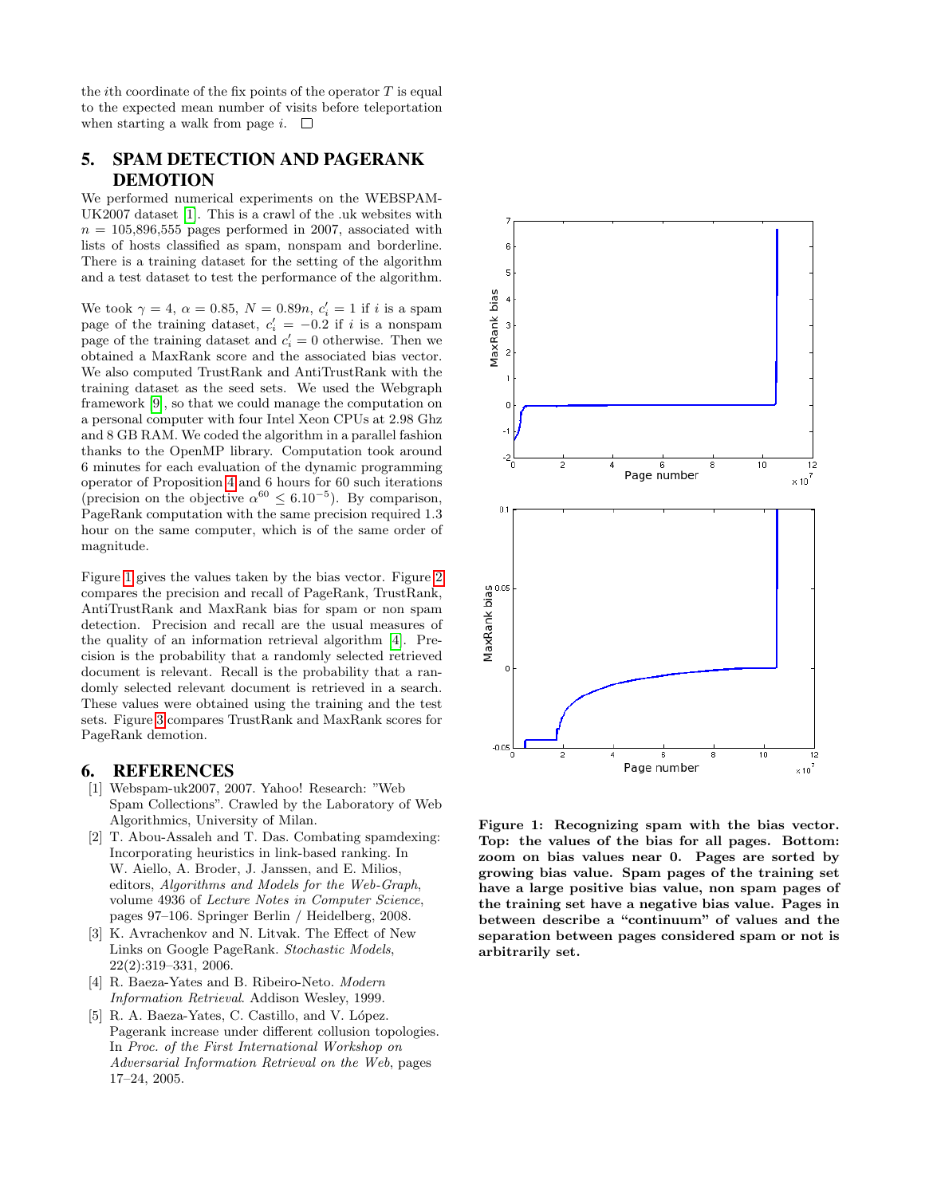the $i$th coordinate of the fix points of the operator $T$ is equal to the expected mean number of visits before teleportation when starting a walk from page $i$. □

## 5. SPAM DETECTION AND PAGERANK DEMOTION

We performed numerical experiments on the WEBSPAM-UK2007 dataset [1]. This is a crawl of the .uk websites with $n = 105{,}896{,}555$ pages performed in 2007, associated with lists of hosts classified as spam, nonspam and borderline. There is a training dataset for the setting of the algorithm and a test dataset to test the performance of the algorithm.

We took $\gamma = 4$, $\alpha = 0.85$, $N = 0.89n$, $c'_i = 1$ if $i$ is a spam page of the training dataset, $c'_i = -0.2$ if $i$ is a nonspam page of the training dataset and $c'_i = 0$ otherwise. Then we obtained a MaxRank score and the associated bias vector. We also computed TrustRank and AntiTrustRank with the training dataset as the seed sets. We used the Webgraph framework [9], so that we could manage the computation on a personal computer with four Intel Xeon CPUs at 2.98 Ghz and 8 GB RAM. We coded the algorithm in a parallel fashion thanks to the OpenMP library. Computation took around 6 minutes for each evaluation of the dynamic programming operator of Proposition 4 and 6 hours for 60 such iterations (precision on the objective $\alpha^{60} \leq 6.10^{-5}$). By comparison, PageRank computation with the same precision required 1.3 hour on the same computer, which is of the same order of magnitude.

Figure 1 gives the values taken by the bias vector. Figure 2 compares the precision and recall of PageRank, TrustRank, AntiTrustRank and MaxRank bias for spam or non spam detection. Precision and recall are the usual measures of the quality of an information retrieval algorithm [4]. Precision is the probability that a randomly selected retrieved document is relevant. Recall is the probability that a randomly selected relevant document is retrieved in a search. These values were obtained using the training and the test sets. Figure 3 compares TrustRank and MaxRank scores for PageRank demotion.

**Figure 1: Recognizing spam with the bias vector. Top: the values of the bias for all pages. Bottom: zoom on bias values near 0. Pages are sorted by growing bias value. Spam pages of the training set have a large positive bias value, non spam pages of the training set have a negative bias value. Pages in between describe a "continuum" of values and the separation between pages considered spam or not is arbitrarily set.**

## 6. REFERENCES

[1] Webspam-uk2007, 2007. Yahoo! Research: "Web Spam Collections". Crawled by the Laboratory of Web Algorithmics, University of Milan.

[2] T. Abou-Assaleh and T. Das. Combating spamdexing: Incorporating heuristics in link-based ranking. In W. Aiello, A. Broder, J. Janssen, and E. Milios, editors, *Algorithms and Models for the Web-Graph*, volume 4936 of *Lecture Notes in Computer Science*, pages 97–106. Springer Berlin / Heidelberg, 2008.

[3] K. Avrachenkov and N. Litvak. The Effect of New Links on Google PageRank. *Stochastic Models*, 22(2):319–331, 2006.

[4] R. Baeza-Yates and B. Ribeiro-Neto. *Modern Information Retrieval*. Addison Wesley, 1999.

[5] R. A. Baeza-Yates, C. Castillo, and V. López. Pagerank increase under different collusion topologies. In *Proc. of the First International Workshop on Adversarial Information Retrieval on the Web*, pages 17–24, 2005.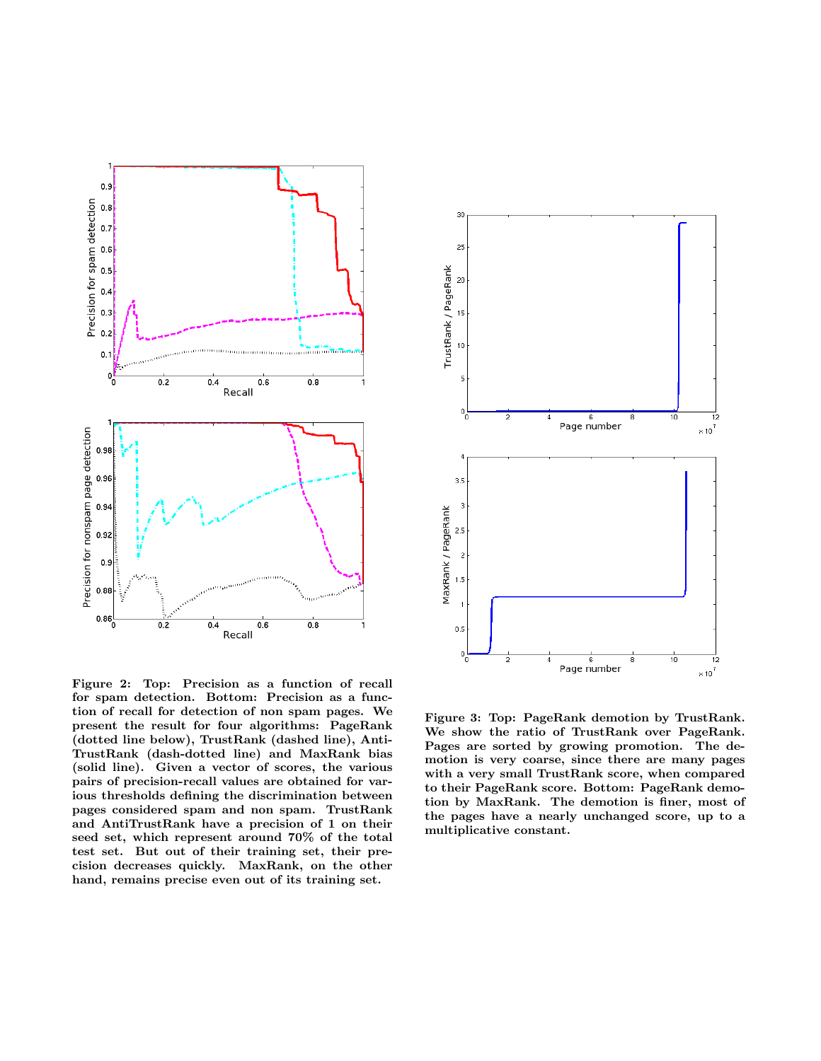Figure 2: Top: Precision as a function of recall for spam detection. Bottom: Precision as a function of recall for detection of non spam pages. We present the result for four algorithms: PageRank (dotted line below), TrustRank (dashed line), Anti-TrustRank (dash-dotted line) and MaxRank bias (solid line). Given a vector of scores, the various pairs of precision-recall values are obtained for various thresholds defining the discrimination between pages considered spam and non spam. TrustRank and AntiTrustRank have a precision of 1 on their seed set, which represent around 70% of the total test set. But out of their training set, their precision decreases quickly. MaxRank, on the other hand, remains precise even out of its training set.

Figure 3: Top: PageRank demotion by TrustRank. We show the ratio of TrustRank over PageRank. Pages are sorted by growing promotion. The demotion is very coarse, since there are many pages with a very small TrustRank score, when compared to their PageRank score. Bottom: PageRank demotion by MaxRank. The demotion is finer, most of the pages have a nearly unchanged score, up to a multiplicative constant.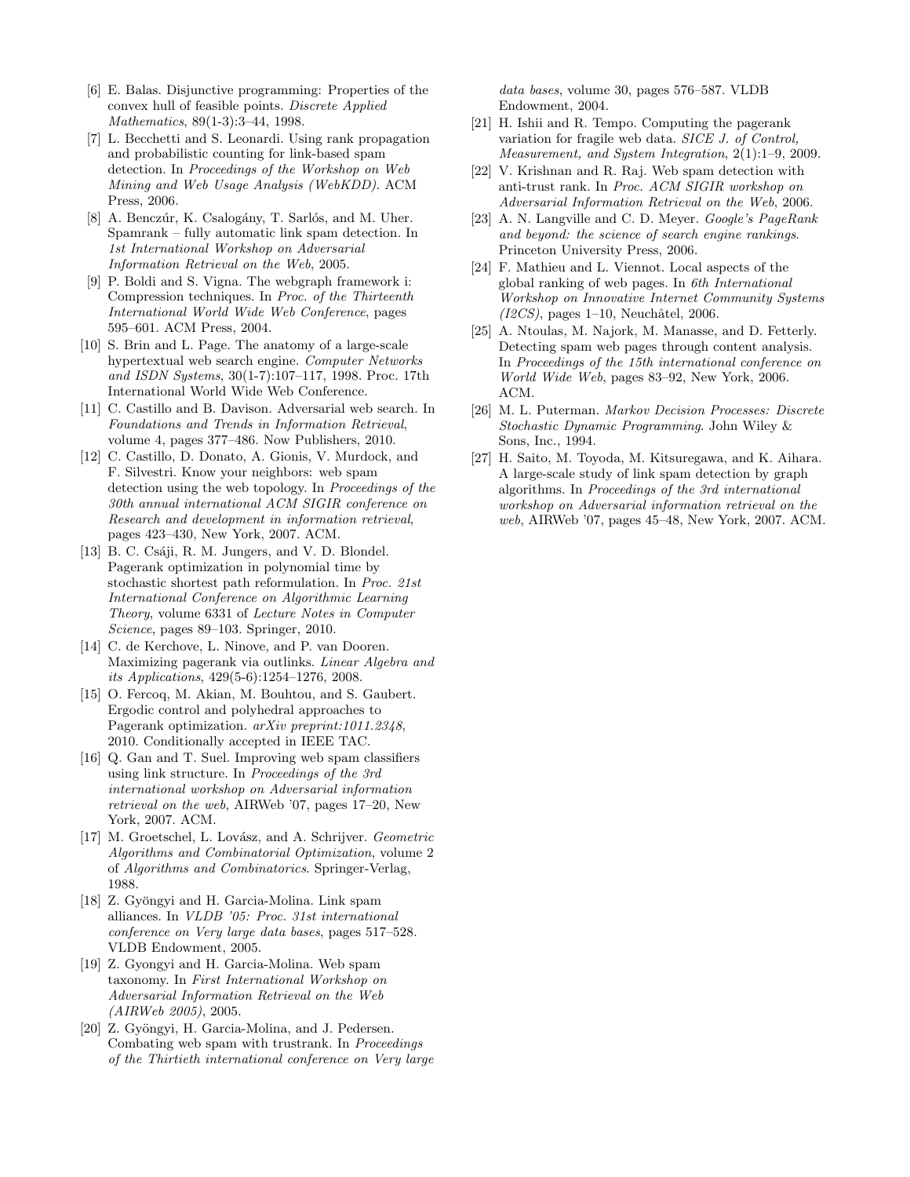[6] E. Balas. Disjunctive programming: Properties of the convex hull of feasible points. *Discrete Applied Mathematics*, 89(1-3):3–44, 1998.

[7] L. Becchetti and S. Leonardi. Using rank propagation and probabilistic counting for link-based spam detection. In *Proceedings of the Workshop on Web Mining and Web Usage Analysis (WebKDD)*. ACM Press, 2006.

[8] A. Benczúr, K. Csalogány, T. Sarlós, and M. Uher. Spamrank – fully automatic link spam detection. In *1st International Workshop on Adversarial Information Retrieval on the Web*, 2005.

[9] P. Boldi and S. Vigna. The webgraph framework i: Compression techniques. In *Proc. of the Thirteenth International World Wide Web Conference*, pages 595–601. ACM Press, 2004.

[10] S. Brin and L. Page. The anatomy of a large-scale hypertextual web search engine. *Computer Networks and ISDN Systems*, 30(1-7):107–117, 1998. Proc. 17th International World Wide Web Conference.

[11] C. Castillo and B. Davison. Adversarial web search. In *Foundations and Trends in Information Retrieval*, volume 4, pages 377–486. Now Publishers, 2010.

[12] C. Castillo, D. Donato, A. Gionis, V. Murdock, and F. Silvestri. Know your neighbors: web spam detection using the web topology. In *Proceedings of the 30th annual international ACM SIGIR conference on Research and development in information retrieval*, pages 423–430, New York, 2007. ACM.

[13] B. C. Csáji, R. M. Jungers, and V. D. Blondel. Pagerank optimization in polynomial time by stochastic shortest path reformulation. In *Proc. 21st International Conference on Algorithmic Learning Theory*, volume 6331 of *Lecture Notes in Computer Science*, pages 89–103. Springer, 2010.

[14] C. de Kerchove, L. Ninove, and P. van Dooren. Maximizing pagerank via outlinks. *Linear Algebra and its Applications*, 429(5-6):1254–1276, 2008.

[15] O. Fercoq, M. Akian, M. Bouhtou, and S. Gaubert. Ergodic control and polyhedral approaches to Pagerank optimization. *arXiv preprint:1011.2348*, 2010. Conditionally accepted in IEEE TAC.

[16] Q. Gan and T. Suel. Improving web spam classifiers using link structure. In *Proceedings of the 3rd international workshop on Adversarial information retrieval on the web*, AIRWeb '07, pages 17–20, New York, 2007. ACM.

[17] M. Groetschel, L. Lovász, and A. Schrijver. *Geometric Algorithms and Combinatorial Optimization*, volume 2 of *Algorithms and Combinatorics*. Springer-Verlag, 1988.

[18] Z. Gyöngyi and H. Garcia-Molina. Link spam alliances. In *VLDB '05: Proc. 31st international conference on Very large data bases*, pages 517–528. VLDB Endowment, 2005.

[19] Z. Gyongyi and H. Garcia-Molina. Web spam taxonomy. In *First International Workshop on Adversarial Information Retrieval on the Web (AIRWeb 2005)*, 2005.

[20] Z. Gyöngyi, H. Garcia-Molina, and J. Pedersen. Combating web spam with trustrank. In *Proceedings of the Thirtieth international conference on Very large data bases*, volume 30, pages 576–587. VLDB Endowment, 2004.

[21] H. Ishii and R. Tempo. Computing the pagerank variation for fragile web data. *SICE J. of Control, Measurement, and System Integration*, 2(1):1–9, 2009.

[22] V. Krishnan and R. Raj. Web spam detection with anti-trust rank. In *Proc. ACM SIGIR workshop on Adversarial Information Retrieval on the Web*, 2006.

[23] A. N. Langville and C. D. Meyer. *Google's PageRank and beyond: the science of search engine rankings*. Princeton University Press, 2006.

[24] F. Mathieu and L. Viennot. Local aspects of the global ranking of web pages. In *6th International Workshop on Innovative Internet Community Systems (I2CS)*, pages 1–10, Neuchâtel, 2006.

[25] A. Ntoulas, M. Najork, M. Manasse, and D. Fetterly. Detecting spam web pages through content analysis. In *Proceedings of the 15th international conference on World Wide Web*, pages 83–92, New York, 2006. ACM.

[26] M. L. Puterman. *Markov Decision Processes: Discrete Stochastic Dynamic Programming*. John Wiley & Sons, Inc., 1994.

[27] H. Saito, M. Toyoda, M. Kitsuregawa, and K. Aihara. A large-scale study of link spam detection by graph algorithms. In *Proceedings of the 3rd international workshop on Adversarial information retrieval on the web*, AIRWeb '07, pages 45–48, New York, 2007. ACM.